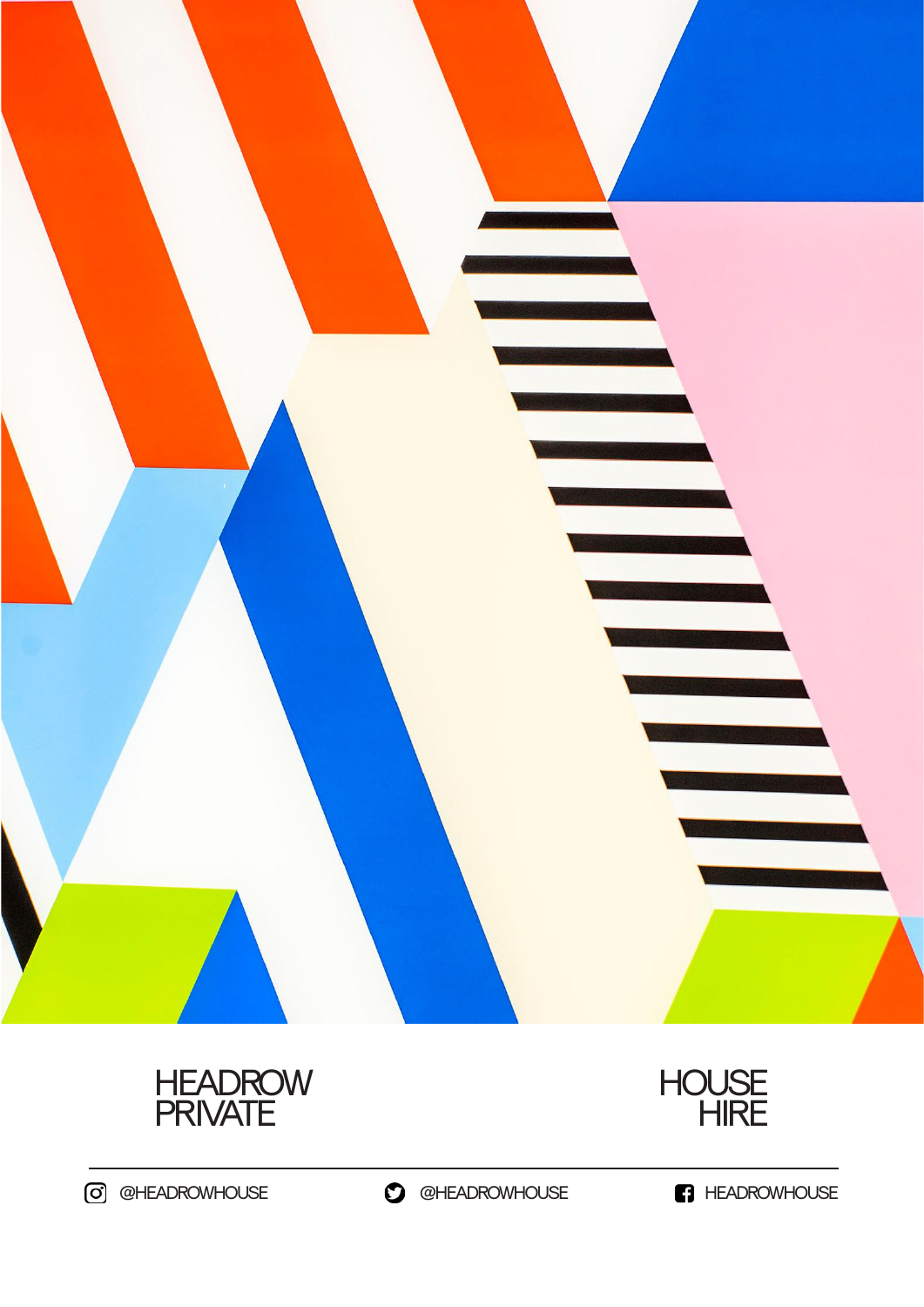# HEADROW PRIVATE

# HOUSE HIRE

@HEADROWHOUSE

@HEADROWHOUSE

HEADROWHOUSE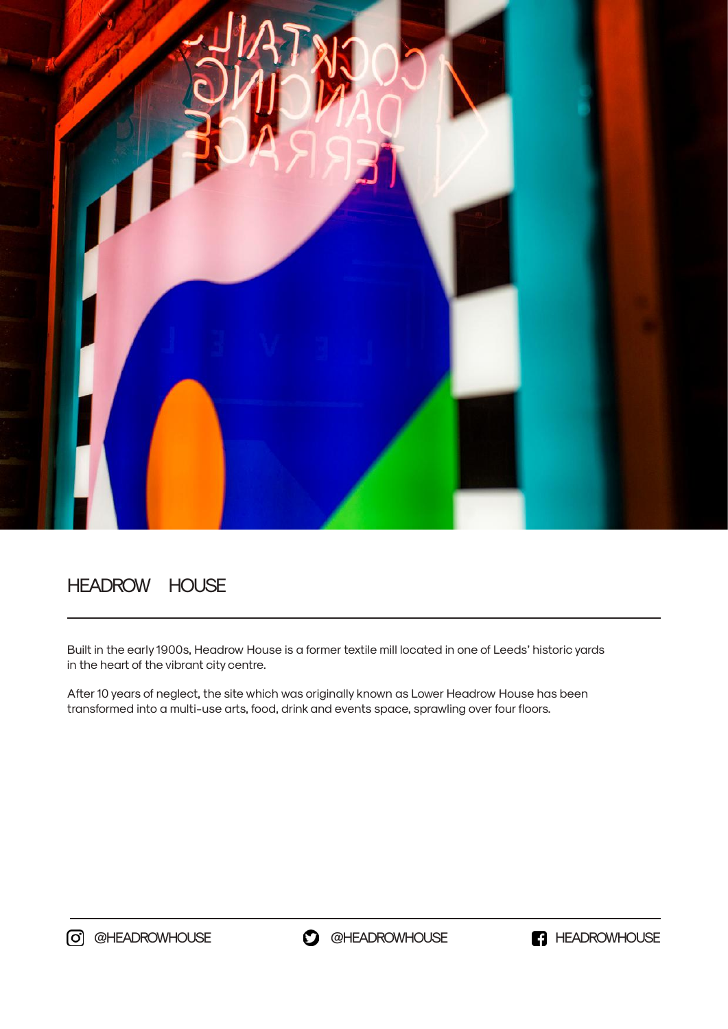## HEADROW HOUSE

Built in the early 1900s, Headrow House is a former textile mill located in one of Leeds' historic yards in the heart of the vibrant city centre.

After 10 years of neglect, the site which was originally known as Lower Headrow House has been transformed into a multi-use arts, food, drink and events space, sprawling over four floors.

@HEADROWHOUSE @HEADROWHOUSE HEADROWHOUSE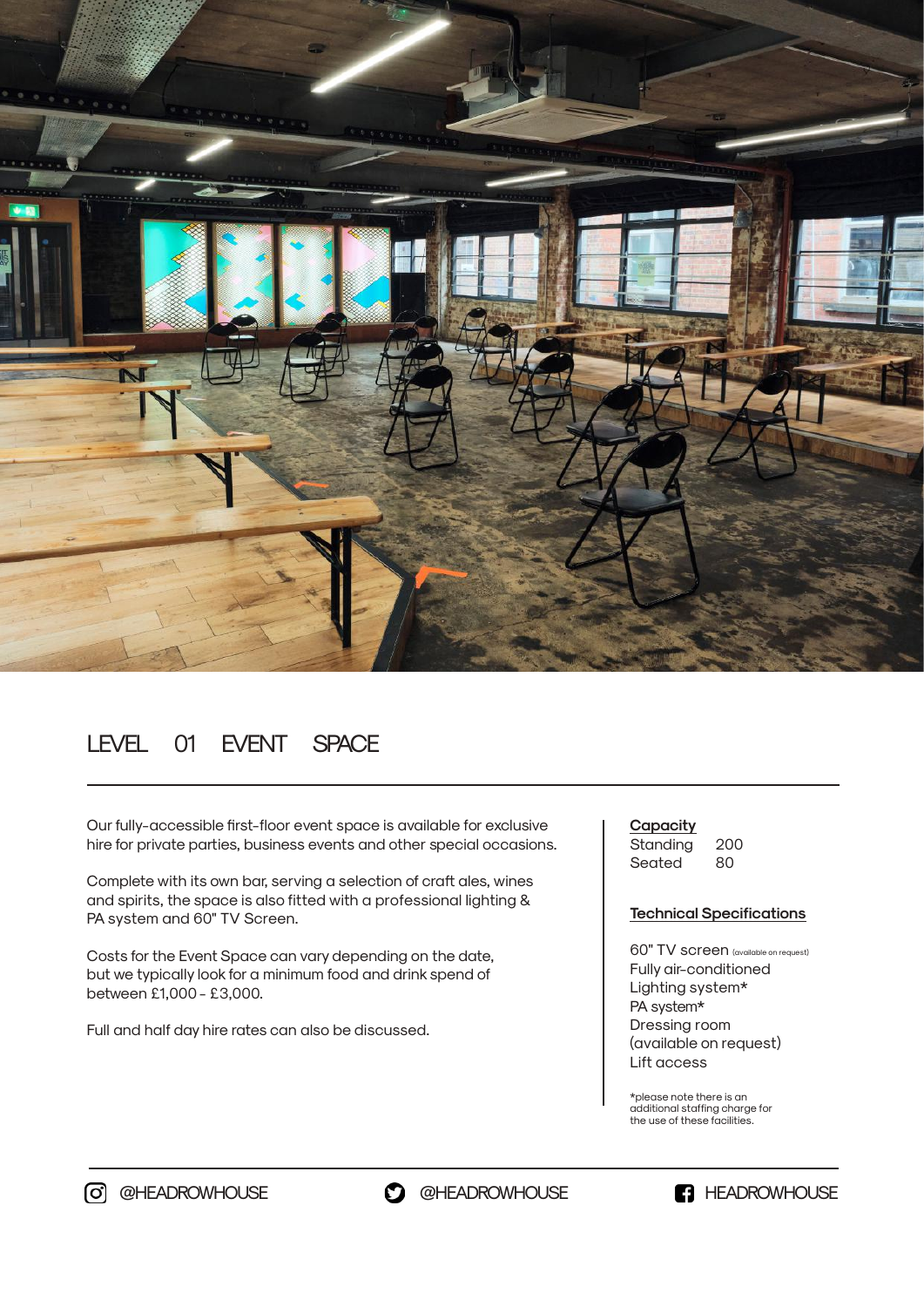# LEVEL 01 EVENT SPACE

Our fully-accessible first-floor event space is available for exclusive hire for private parties, business events and other special occasions.

Complete with its own bar, serving a selection of craft ales, wines and spirits, the space is also fitted with a professional lighting & PA system and 60" TV Screen.

Costs for the Event Space can vary depending on the date, but we typically look for a minimum food and drink spend of between £1,000 - £3,000.

Full and half day hire rates can also be discussed.

**Capacity**

| | |
|---|---|
| Standing | 200 |
| Seated | 80 |

**Technical Specifications**

60" TV screen (available on request)
Fully air-conditioned
Lighting system*
PA system*
Dressing room
(available on request)
Lift access

*please note there is an additional staffing charge for the use of these facilities.

@HEADROWHOUSE @HEADROWHOUSE HEADROWHOUSE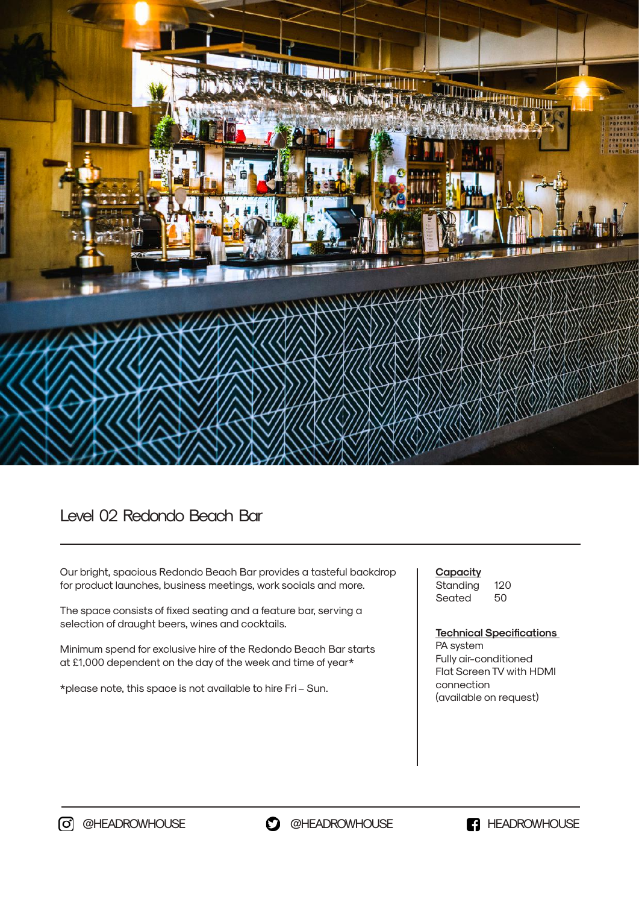## Level 02 Redondo Beach Bar

Our bright, spacious Redondo Beach Bar provides a tasteful backdrop for product launches, business meetings, work socials and more.

The space consists of fixed seating and a feature bar, serving a selection of draught beers, wines and cocktails.

Minimum spend for exclusive hire of the Redondo Beach Bar starts at £1,000 dependent on the day of the week and time of year*

*please note, this space is not available to hire Fri – Sun.

**Capacity**

| | |
|---|---|
| Standing | 120 |
| Seated | 50 |

**Technical Specifications**

PA system
Fully air-conditioned
Flat Screen TV with HDMI connection
(available on request)

@HEADROWHOUSE @HEADROWHOUSE HEADROWHOUSE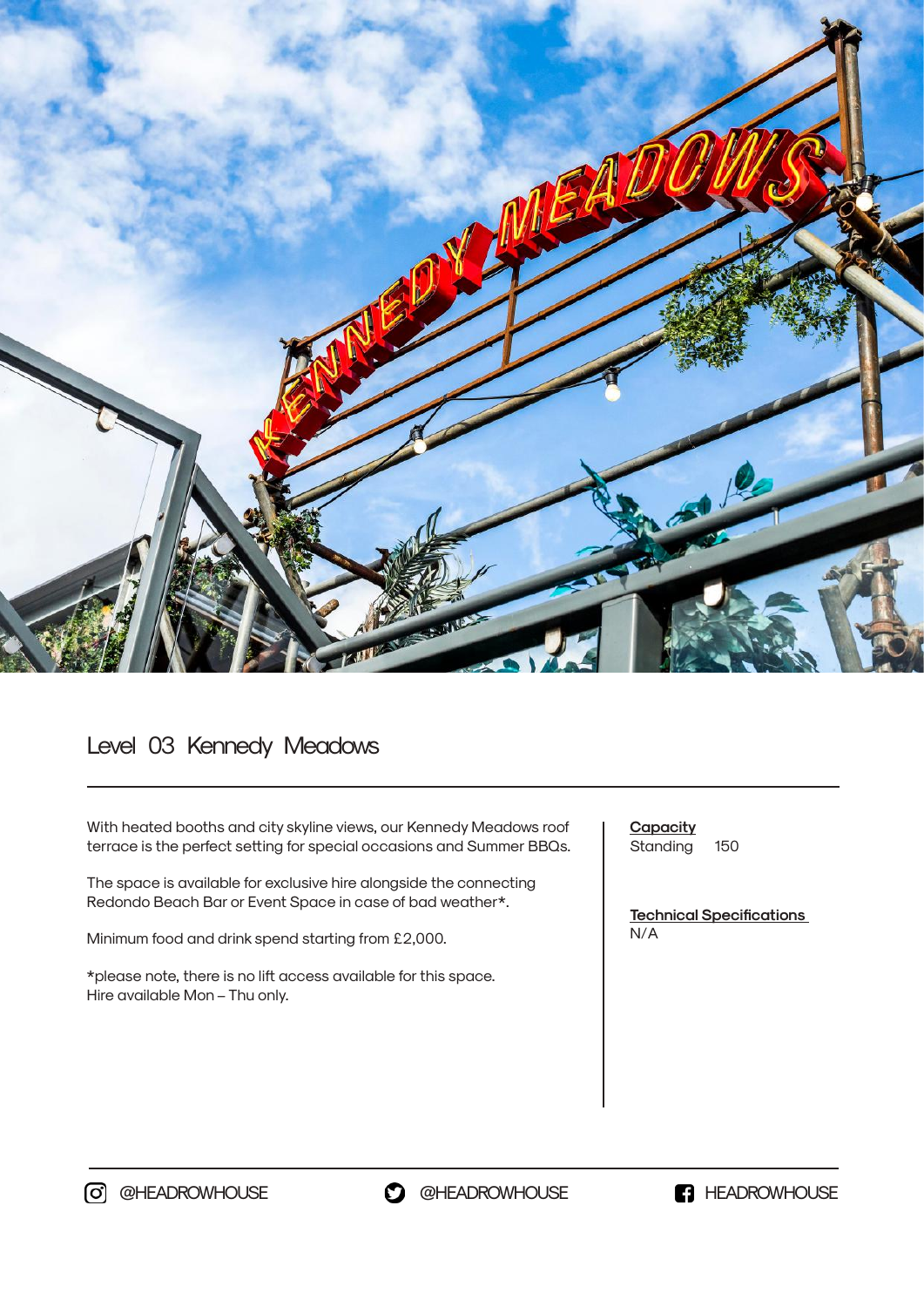## Level 03 Kennedy Meadows

With heated booths and city skyline views, our Kennedy Meadows roof terrace is the perfect setting for special occasions and Summer BBQs.

The space is available for exclusive hire alongside the connecting Redondo Beach Bar or Event Space in case of bad weather*.

Minimum food and drink spend starting from £2,000.

*please note, there is no lift access available for this space.
Hire available Mon – Thu only.

**Capacity**
Standing 150

**Technical Specifications**
N/A

@HEADROWHOUSE @HEADROWHOUSE HEADROWHOUSE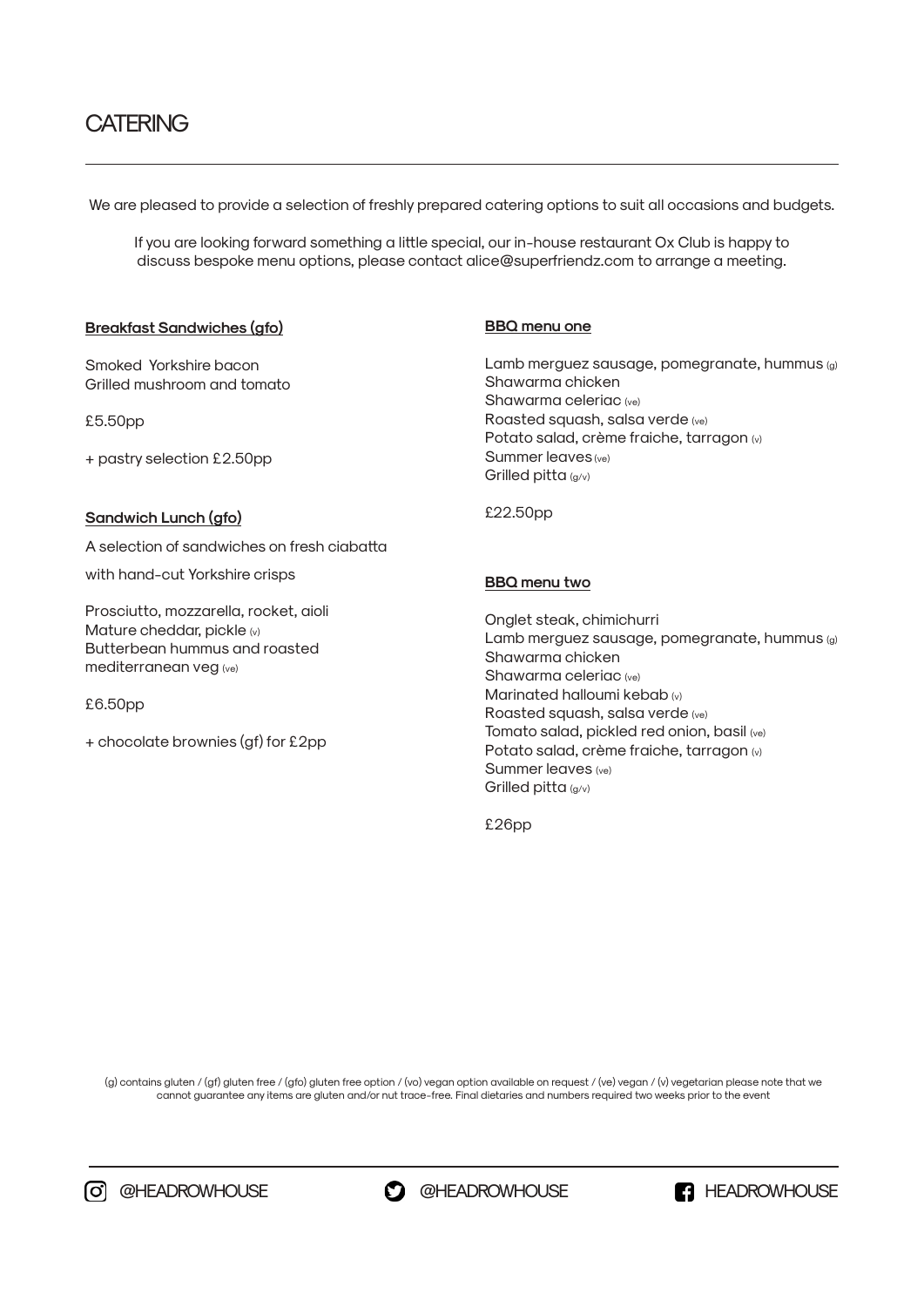# CATERING

We are pleased to provide a selection of freshly prepared catering options to suit all occasions and budgets.

If you are looking forward something a little special, our in-house restaurant Ox Club is happy to discuss bespoke menu options, please contact alice@superfriendz.com to arrange a meeting.

**Breakfast Sandwiches (gfo)**

Smoked  Yorkshire bacon
Grilled mushroom and tomato

£5.50pp

+ pastry selection £2.50pp

**Sandwich Lunch (gfo)**

A selection of sandwiches on fresh ciabatta

with hand-cut Yorkshire crisps

Prosciutto, mozzarella, rocket, aioli
Mature cheddar, pickle (v)
Butterbean hummus and roasted mediterranean veg (ve)

£6.50pp

+ chocolate brownies (gf) for £2pp

**BBQ menu one**

Lamb merguez sausage, pomegranate, hummus (g)
Shawarma chicken
Shawarma celeriac (ve)
Roasted squash, salsa verde (ve)
Potato salad, crème fraiche, tarragon (v)
Summer leaves (ve)
Grilled pitta (g/v)

£22.50pp

**BBQ menu two**

Onglet steak, chimichurri
Lamb merguez sausage, pomegranate, hummus (g)
Shawarma chicken
Shawarma celeriac (ve)
Marinated halloumi kebab (v)
Roasted squash, salsa verde (ve)
Tomato salad, pickled red onion, basil (ve)
Potato salad, crème fraiche, tarragon (v)
Summer leaves (ve)
Grilled pitta (g/v)

£26pp

(g) contains gluten / (gf) gluten free / (gfo) gluten free option / (vo) vegan option available on request / (ve) vegan / (v) vegetarian please note that we cannot guarantee any items are gluten and/or nut trace-free. Final dietaries and numbers required two weeks prior to the event

@HEADROWHOUSE @HEADROWHOUSE HEADROWHOUSE